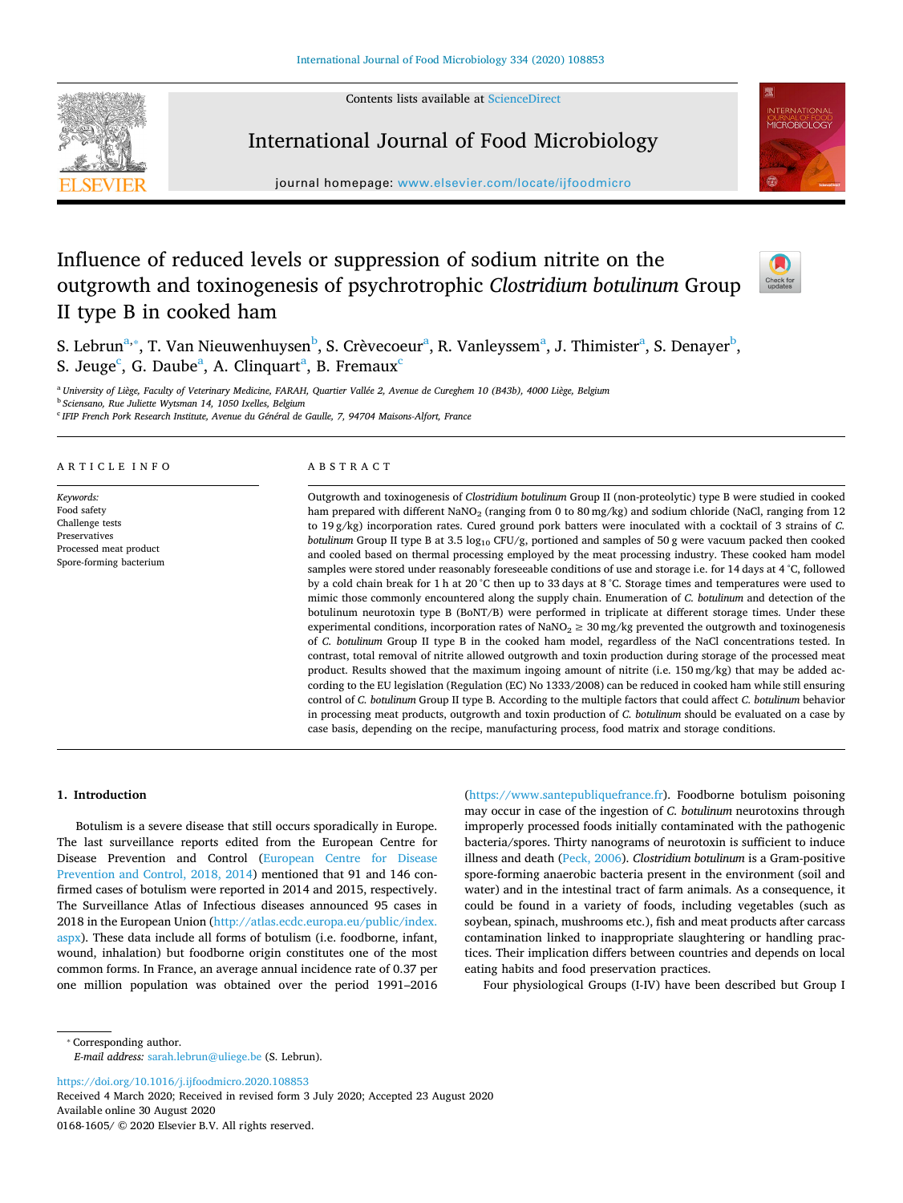# Influence of reduced levels or suppression of sodium nitrite on the outgrowth and toxinogenesis of psychrotrophic *Clostridium botulinum* Group II type B in cooked ham

S. Lebrun[a,*], T. Van Nieuwenhuysen[b], S. Crèvecoeur[a], R. Vanleyssem[a], J. Thimister[a], S. Denayer[b], S. Jeuge[c], G. Daube[a], A. Clinquart[a], B. Fremaux[c]

[a] University of Liège, Faculty of Veterinary Medicine, FARAH, Quartier Vallée 2, Avenue de Cureghem 10 (B43b), 4000 Liège, Belgium
[b] Sciensano, Rue Juliette Wytsman 14, 1050 Ixelles, Belgium
[c] IFIP French Pork Research Institute, Avenue du Général de Gaulle, 7, 94704 Maisons-Alfort, France

## ARTICLE INFO

*Keywords:*
Food safety
Challenge tests
Preservatives
Processed meat product
Spore-forming bacterium

## ABSTRACT

Outgrowth and toxinogenesis of *Clostridium botulinum* Group II (non-proteolytic) type B were studied in cooked ham prepared with different $NaNO_2$ (ranging from 0 to 80 mg/kg) and sodium chloride (NaCl, ranging from 12 to 19 g/kg) incorporation rates. Cured ground pork batters were inoculated with a cocktail of 3 strains of *C. botulinum* Group II type B at 3.5 $\log_{10}$ CFU/g, portioned and samples of 50 g were vacuum packed then cooked and cooled based on thermal processing employed by the meat processing industry. These cooked ham model samples were stored under reasonably foreseeable conditions of use and storage i.e. for 14 days at 4 °C, followed by a cold chain break for 1 h at 20 °C then up to 33 days at 8 °C. Storage times and temperatures were used to mimic those commonly encountered along the supply chain. Enumeration of *C. botulinum* and detection of the botulinum neurotoxin type B (BoNT/B) were performed in triplicate at different storage times. Under these experimental conditions, incorporation rates of $NaNO_2 \geq 30$ mg/kg prevented the outgrowth and toxinogenesis of *C. botulinum* Group II type B in the cooked ham model, regardless of the NaCl concentrations tested. In contrast, total removal of nitrite allowed outgrowth and toxin production during storage of the processed meat product. Results showed that the maximum ingoing amount of nitrite (i.e. 150 mg/kg) that may be added according to the EU legislation (Regulation (EC) No 1333/2008) can be reduced in cooked ham while still ensuring control of *C. botulinum* Group II type B. According to the multiple factors that could affect *C. botulinum* behavior in processing meat products, outgrowth and toxin production of *C. botulinum* should be evaluated on a case by case basis, depending on the recipe, manufacturing process, food matrix and storage conditions.

## 1. Introduction

Botulism is a severe disease that still occurs sporadically in Europe. The last surveillance reports edited from the European Centre for Disease Prevention and Control (European Centre for Disease Prevention and Control, 2018, 2014) mentioned that 91 and 146 confirmed cases of botulism were reported in 2014 and 2015, respectively. The Surveillance Atlas of Infectious diseases announced 95 cases in 2018 in the European Union (http://atlas.ecdc.europa.eu/public/index.aspx). These data include all forms of botulism (i.e. foodborne, infant, wound, inhalation) but foodborne origin constitutes one of the most common forms. In France, an average annual incidence rate of 0.37 per one million population was obtained over the period 1991–2016 (https://www.santepubliquefrance.fr). Foodborne botulism poisoning may occur in case of the ingestion of *C. botulinum* neurotoxins through improperly processed foods initially contaminated with the pathogenic bacteria/spores. Thirty nanograms of neurotoxin is sufficient to induce illness and death (Peck, 2006). *Clostridium botulinum* is a Gram-positive spore-forming anaerobic bacteria present in the environment (soil and water) and in the intestinal tract of farm animals. As a consequence, it could be found in a variety of foods, including vegetables (such as soybean, spinach, mushrooms etc.), fish and meat products after carcass contamination linked to inappropriate slaughtering or handling practices. Their implication differs between countries and depends on local eating habits and food preservation practices.

Four physiological Groups (I-IV) have been described but Group I

* Corresponding author.
*E-mail address:* sarah.lebrun@uliege.be (S. Lebrun).

https://doi.org/10.1016/j.ijfoodmicro.2020.108853
Received 4 March 2020; Received in revised form 3 July 2020; Accepted 23 August 2020
Available online 30 August 2020
0168-1605/ © 2020 Elsevier B.V. All rights reserved.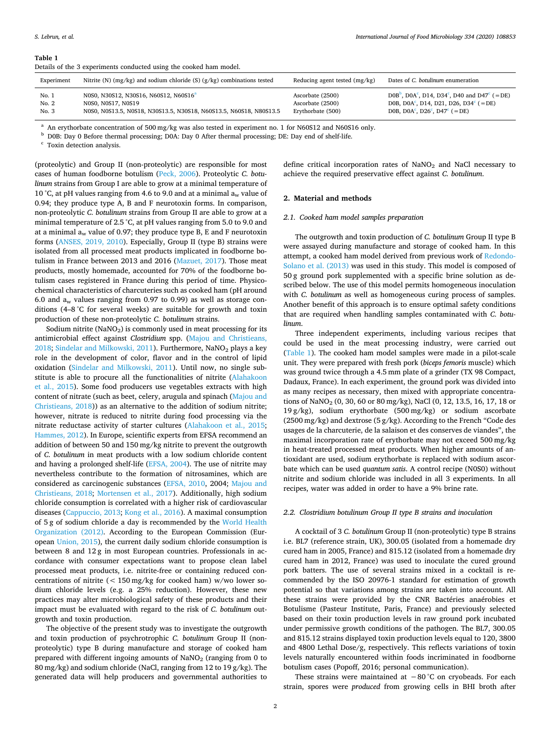**Table 1**
Details of the 3 experiments conducted using the cooked ham model.

| Experiment | Nitrite (N) (mg/kg) and sodium chloride (S) (g/kg) combinations tested | Reducing agent tested (mg/kg) | Dates of *C. botulinum* enumeration |
|---|---|---|---|
| No. 1 | N0S0, N30S12, N30S16, N60S12, N60S16[a] | Ascorbate (2500) | D0B[b], D0A[c], D14, D34[c], D40 and D47[c] (=DE) |
| No. 2 | N0S0, N0S17, N0S19 | Ascorbate (2500) | D0B, D0A[c], D14, D21, D26, D34[c] (=DE) |
| No. 3 | N0S0, N0S13.5, N0S18, N30S13.5, N30S18, N60S13.5, N60S18, N80S13.5 | Erythorbate (500) | D0B, D0A[c], D26[c], D47[c] (=DE) |

[a] An erythorbate concentration of 500 mg/kg was also tested in experiment no. 1 for N60S12 and N60S16 only.
[b] D0B: Day 0 Before thermal processing; D0A: Day 0 After thermal processing; DE: Day end of shelf-life.
[c] Toxin detection analysis.

(proteolytic) and Group II (non-proteolytic) are responsible for most cases of human foodborne botulism (Peck, 2006). Proteolytic *C. botulinum* strains from Group I are able to grow at a minimal temperature of 10 °C, at pH values ranging from 4.6 to 9.0 and at a minimal $a_w$ value of 0.94; they produce type A, B and F neurotoxin forms. In comparison, non-proteolytic *C. botulinum* strains from Group II are able to grow at a minimal temperature of 2.5 °C, at pH values ranging from 5.0 to 9.0 and at a minimal $a_w$ value of 0.97; they produce type B, E and F neurotoxin forms (ANSES, 2019, 2010). Especially, Group II (type B) strains were isolated from all processed meat products implicated in foodborne botulism in France between 2013 and 2016 (Mazuet, 2017). Those meat products, mostly homemade, accounted for 70% of the foodborne botulism cases registered in France during this period of time. Physicochemical characteristics of charcuteries such as cooked ham (pH around 6.0 and $a_w$ values ranging from 0.97 to 0.99) as well as storage conditions (4–8 °C for several weeks) are suitable for growth and toxin production of these non-proteolytic *C. botulinum* strains.

Sodium nitrite ($NaNO_2$) is commonly used in meat processing for its antimicrobial effect against ***Clostridium*** spp. (Majou and Christieans, 2018; Sindelar and Milkowski, 2011). Furthermore, $NaNO_2$ plays a key role in the development of color, flavor and in the control of lipid oxidation (Sindelar and Milkowski, 2011). Until now, no single substitute is able to procure all the functionalities of nitrite (Alahakoon et al., 2015). Some food producers use vegetables extracts with high content of nitrate (such as beet, celery, arugula and spinach (Majou and Christieans, 2018)) as an alternative to the addition of sodium nitrite; however, nitrate is reduced to nitrite during food processing via the nitrate reductase activity of starter cultures (Alahakoon et al., 2015; Hammes, 2012). In Europe, scientific experts from EFSA recommend an addition of between 50 and 150 mg/kg nitrite to prevent the outgrowth of *C. botulinum* in meat products with a low sodium chloride content and having a prolonged shelf-life (EFSA, 2004). The use of nitrite may nevertheless contribute to the formation of nitrosamines, which are considered as carcinogenic substances (EFSA, 2010, 2004; Majou and Christieans, 2018; Mortensen et al., 2017). Additionally, high sodium chloride consumption is correlated with a higher risk of cardiovascular diseases (Cappuccio, 2013; Kong et al., 2016). A maximal consumption of 5 g of sodium chloride a day is recommended by the World Health Organization (2012). According to the European Commission (European Union, 2015), the current daily sodium chloride consumption is between 8 and 12 g in most European countries. Professionals in accordance with consumer expectations want to propose clean label processed meat products, i.e. nitrite-free or containing reduced concentrations of nitrite (< 150 mg/kg for cooked ham) w/wo lower sodium chloride levels (e.g. a 25% reduction). However, these new practices may alter microbiological safety of these products and their impact must be evaluated with regard to the risk of *C. botulinum* outgrowth and toxin production.

The objective of the present study was to investigate the outgrowth and toxin production of psychrotrophic *C. botulinum* Group II (non-proteolytic) type B during manufacture and storage of cooked ham prepared with different ingoing amounts of $NaNO_2$ (ranging from 0 to 80 mg/kg) and sodium chloride (NaCl, ranging from 12 to 19 g/kg). The generated data will help producers and governmental authorities to define critical incorporation rates of $NaNO_2$ and NaCl necessary to achieve the required preservative effect against *C. botulinum*.

## 2. Material and methods

### 2.1. Cooked ham model samples preparation

The outgrowth and toxin production of *C. botulinum* Group II type B were assayed during manufacture and storage of cooked ham. In this attempt, a cooked ham model derived from previous work of Redondo-Solano et al. (2013) was used in this study. This model is composed of 50 g ground pork supplemented with a specific brine solution as described below. The use of this model permits homogeneous inoculation with *C. botulinum* as well as homogeneous curing process of samples. Another benefit of this approach is to ensure optimal safety conditions that are required when handling samples contaminated with *C. botulinum*.

Three independent experiments, including various recipes that could be used in the meat processing industry, were carried out (Table 1). The cooked ham model samples were made in a pilot-scale unit. They were prepared with fresh pork (*biceps femoris* muscle) which was ground twice through a 4.5 mm plate of a grinder (TX 98 Compact, Dadaux, France). In each experiment, the ground pork was divided into as many recipes as necessary, then mixed with appropriate concentrations of $NaNO_2$ (0, 30, 60 or 80 mg/kg), NaCl (0, 12, 13.5, 16, 17, 18 or 19 g/kg), sodium erythorbate (500 mg/kg) or sodium ascorbate (2500 mg/kg) and dextrose (5 g/kg). According to the French "Code des usages de la charcuterie, de la salaison et des conserves de viandes", the maximal incorporation rate of erythorbate may not exceed 500 mg/kg in heat-treated processed meat products. When higher amounts of antioxidant are used, sodium erythorbate is replaced with sodium ascorbate which can be used *quantum satis*. A control recipe (N0S0) without nitrite and sodium chloride was included in all 3 experiments. In all recipes, water was added in order to have a 9% brine rate.

### 2.2. Clostridium botulinum Group II type B strains and inoculation

A cocktail of 3 *C. botulinum* Group II (non-proteolytic) type B strains i.e. BL7 (reference strain, UK), 300.05 (isolated from a homemade dry cured ham in 2005, France) and 815.12 (isolated from a homemade dry cured ham in 2012, France) was used to inoculate the cured ground pork batters. The use of several strains mixed in a cocktail is recommended by the ISO 20976-1 standard for estimation of growth potential so that variations among strains are taken into account. All these strains were provided by the CNR Bactéries anaérobies et Botulisme (Pasteur Institute, Paris, France) and previously selected based on their toxin production levels in raw ground pork incubated under permissive growth conditions of the pathogen. The BL7, 300.05 and 815.12 strains displayed toxin production levels equal to 120, 3800 and 4800 Lethal Dose/g, respectively. This reflects variations of toxin levels naturally encountered within foods incriminated in foodborne botulism cases (Popoff, 2016; personal communication).

These strains were maintained at −80 °C on cryobeads. For each strain, spores were *produced* from growing cells in BHI broth after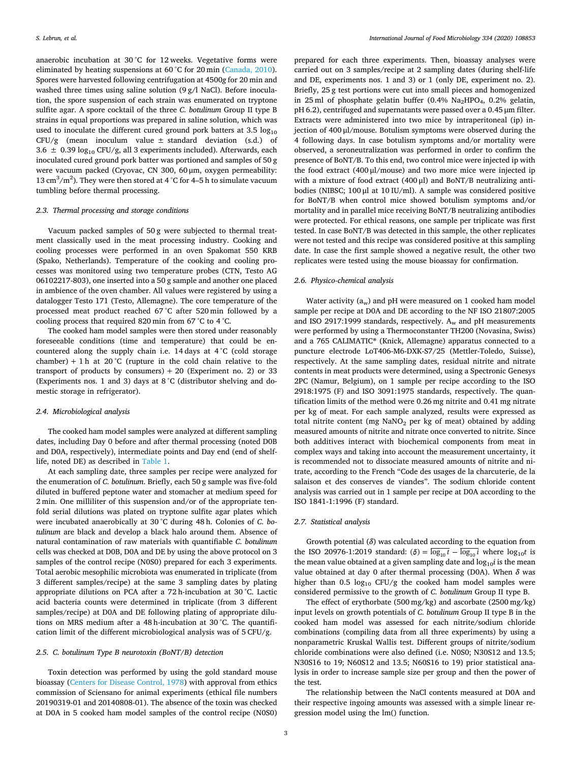anaerobic incubation at 30 °C for 12 weeks. Vegetative forms were eliminated by heating suspensions at 60 °C for 20 min (Canada, 2010). Spores were harvested following centrifugation at 4500*g* for 20 min and washed three times using saline solution (9 g/l NaCl). Before inoculation, the spore suspension of each strain was enumerated on tryptone sulfite agar. A spore cocktail of the three *C. botulinum* Group II type B strains in equal proportions was prepared in saline solution, which was used to inoculate the different cured ground pork batters at 3.5 $\log_{10}$ CFU/g (mean inoculum value ± standard deviation (s.d.) of 3.6 ± 0.39 $\log_{10}$ CFU/g, all 3 experiments included). Afterwards, each inoculated cured ground pork batter was portioned and samples of 50 g were vacuum packed (Cryovac, CN 300, 60 µm, oxygen permeability: 13 $cm^3/m^2$). They were then stored at 4 °C for 4–5 h to simulate vacuum tumbling before thermal processing.

### 2.3. Thermal processing and storage conditions

Vacuum packed samples of 50 g were subjected to thermal treatment classically used in the meat processing industry. Cooking and cooling processes were performed in an oven Spakomat 550 KRB (Spako, Netherlands). Temperature of the cooking and cooling processes was monitored using two temperature probes (CTN, Testo AG 06102217-803), one inserted into a 50 g sample and another one placed in ambience of the oven chamber. All values were registered by using a datalogger Testo 171 (Testo, Allemagne). The core temperature of the processed meat product reached 67 °C after 520 min followed by a cooling process that required 820 min from 67 °C to 4 °C.

The cooked ham model samples were then stored under reasonably foreseeable conditions (time and temperature) that could be encountered along the supply chain i.e. 14 days at 4 °C (cold storage chamber) + 1 h at 20 °C (rupture in the cold chain relative to the transport of products by consumers) + 20 (Experiment no. 2) or 33 (Experiments nos. 1 and 3) days at 8 °C (distributor shelving and domestic storage in refrigerator).

### 2.4. Microbiological analysis

The cooked ham model samples were analyzed at different sampling dates, including Day 0 before and after thermal processing (noted D0B and D0A, respectively), intermediate points and Day end (end of shelf-life, noted DE) as described in Table 1.

At each sampling date, three samples per recipe were analyzed for the enumeration of *C. botulinum*. Briefly, each 50 g sample was five-fold diluted in buffered peptone water and stomacher at medium speed for 2 min. One milliliter of this suspension and/or of the appropriate ten-fold serial dilutions was plated on tryptone sulfite agar plates which were incubated anaerobically at 30 °C during 48 h. Colonies of *C. botulinum* are black and develop a black halo around them. Absence of natural contamination of raw materials with quantifiable *C. botulinum* cells was checked at D0B, D0A and DE by using the above protocol on 3 samples of the control recipe (N0S0) prepared for each 3 experiments. Total aerobic mesophilic microbiota was enumerated in triplicate (from 3 different samples/recipe) at the same 3 sampling dates by plating appropriate dilutions on PCA after a 72 h-incubation at 30 °C. Lactic acid bacteria counts were determined in triplicate (from 3 different samples/recipe) at D0A and DE following plating of appropriate dilutions on MRS medium after a 48 h-incubation at 30 °C. The quantification limit of the different microbiological analysis was of 5 CFU/g.

### 2.5. C. botulinum Type B neurotoxin (BoNT/B) detection

Toxin detection was performed by using the gold standard mouse bioassay (Centers for Disease Control, 1978) with approval from ethics commission of Sciensano for animal experiments (ethical file numbers 20190319-01 and 20140808-01). The absence of the toxin was checked at D0A in 5 cooked ham model samples of the control recipe (N0S0) prepared for each three experiments. Then, bioassay analyses were carried out on 3 samples/recipe at 2 sampling dates (during shelf-life and DE, experiments nos. 1 and 3) or 1 (only DE, experiment no. 2). Briefly, 25 g test portions were cut into small pieces and homogenized in 25 ml of phosphate gelatin buffer (0.4% $Na_2HPO_4$, 0.2% gelatin, pH 6.2), centrifuged and supernatants were passed over a 0.45 µm filter. Extracts were administered into two mice by intraperitoneal (ip) injection of 400 µl/mouse. Botulism symptoms were observed during the 4 following days. In case botulism symptoms and/or mortality were observed, a seroneutralization was performed in order to confirm the presence of BoNT/B. To this end, two control mice were injected ip with the food extract (400 µl/mouse) and two more mice were injected ip with a mixture of food extract (400 µl) and BoNT/B neutralizing antibodies (NIBSC; 100 µl at 10 IU/ml). A sample was considered positive for BoNT/B when control mice showed botulism symptoms and/or mortality and in parallel mice receiving BoNT/B neutralizing antibodies were protected. For ethical reasons, one sample per triplicate was first tested. In case BoNT/B was detected in this sample, the other replicates were not tested and this recipe was considered positive at this sampling date. In case the first sample showed a negative result, the other two replicates were tested using the mouse bioassay for confirmation.

### 2.6. Physico-chemical analysis

Water activity ($a_w$) and pH were measured on 1 cooked ham model sample per recipe at D0A and DE according to the NF ISO 21807:2005 and ISO 2917:1999 standards, respectively. $A_w$ and pH measurements were performed by using a Thermoconstanter TH200 (Novasina, Swiss) and a 765 CALIMATIC® (Knick, Allemagne) apparatus connected to a puncture electrode LoT406-M6-DXK-S7/25 (Mettler-Toledo, Suisse), respectively. At the same sampling dates, residual nitrite and nitrate contents in meat products were determined, using a Spectronic Genesys 2PC (Namur, Belgium), on 1 sample per recipe according to the ISO 2918:1975 (F) and ISO 3091:1975 standards, respectively. The quantification limits of the method were 0.26 mg nitrite and 0.41 mg nitrate per kg of meat. For each sample analyzed, results were expressed as total nitrite content (mg $NaNO_2$ per kg of meat) obtained by adding measured amounts of nitrite and nitrate once converted to nitrite. Since both additives interact with biochemical components from meat in complex ways and taking into account the measurement uncertainty, it is recommended not to dissociate measured amounts of nitrite and nitrate, according to the French "Code des usages de la charcuterie, de la salaison et des conserves de viandes". The sodium chloride content analysis was carried out in 1 sample per recipe at D0A according to the ISO 1841-1:1996 (F) standard.

### 2.7. Statistical analysis

Growth potential ($\delta$) was calculated according to the equation from the ISO 20976-1:2019 standard: $(\delta) = \overline{\log_{10} t} - \overline{\log_{10} i}$ where $\log_{10} t$ is the mean value obtained at a given sampling date and $\log_{10} i$ is the mean value obtained at day 0 after thermal processing (D0A). When $\delta$ was higher than 0.5 $\log_{10}$ CFU/g the cooked ham model samples were considered permissive to the growth of *C. botulinum* Group II type B.

The effect of erythorbate (500 mg/kg) and ascorbate (2500 mg/kg) input levels on growth potentials of *C. botulinum* Group II type B in the cooked ham model was assessed for each nitrite/sodium chloride combinations (compiling data from all three experiments) by using a nonparametric Kruskal Wallis test. Different groups of nitrite/sodium chloride combinations were also defined (i.e. N0S0; N30S12 and 13.5; N30S16 to 19; N60S12 and 13.5; N60S16 to 19) prior statistical analysis in order to increase sample size per group and then the power of the test.

The relationship between the NaCl contents measured at D0A and their respective ingoing amounts was assessed with a simple linear regression model using the lm() function.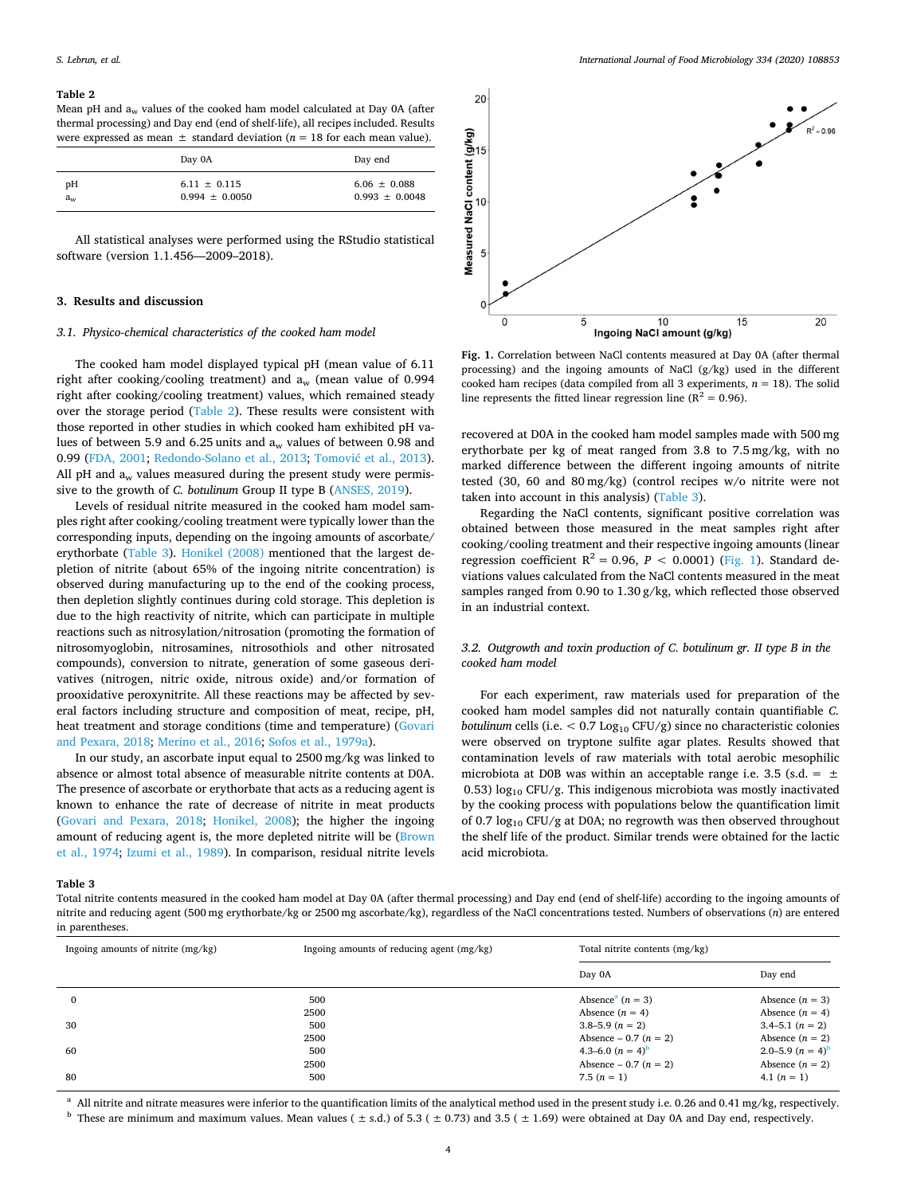**Table 2**
Mean pH and $a_w$ values of the cooked ham model calculated at Day 0A (after thermal processing) and Day end (end of shelf-life), all recipes included. Results were expressed as mean ± standard deviation ($n = 18$ for each mean value).

| | Day 0A | Day end |
|---|---|---|
| pH | 6.11 ± 0.115 | 6.06 ± 0.088 |
| $a_w$ | 0.994 ± 0.0050 | 0.993 ± 0.0048 |

All statistical analyses were performed using the RStudio statistical software (version 1.1.456—2009–2018).

## 3. Results and discussion

### 3.1. Physico-chemical characteristics of the cooked ham model

The cooked ham model displayed typical pH (mean value of 6.11 right after cooking/cooling treatment) and $a_w$ (mean value of 0.994 right after cooking/cooling treatment) values, which remained steady over the storage period (Table 2). These results were consistent with those reported in other studies in which cooked ham exhibited pH values of between 5.9 and 6.25 units and $a_w$ values of between 0.98 and 0.99 (FDA, 2001; Redondo-Solano et al., 2013; Tomović et al., 2013). All pH and $a_w$ values measured during the present study were permissive to the growth of *C. botulinum* Group II type B (ANSES, 2019).

Levels of residual nitrite measured in the cooked ham model samples right after cooking/cooling treatment were typically lower than the corresponding inputs, depending on the ingoing amounts of ascorbate/erythorbate (Table 3). Honikel (2008) mentioned that the largest depletion of nitrite (about 65% of the ingoing nitrite concentration) is observed during manufacturing up to the end of the cooking process, then depletion slightly continues during cold storage. This depletion is due to the high reactivity of nitrite, which can participate in multiple reactions such as nitrosylation/nitrosation (promoting the formation of nitrosomyoglobin, nitrosamines, nitrosothiols and other nitrosated compounds), conversion to nitrate, generation of some gaseous derivatives (nitrogen, nitric oxide, nitrous oxide) and/or formation of prooxidative peroxynitrite. All these reactions may be affected by several factors including structure and composition of meat, recipe, pH, heat treatment and storage conditions (time and temperature) (Govari and Pexara, 2018; Merino et al., 2016; Sofos et al., 1979a).

In our study, an ascorbate input equal to 2500 mg/kg was linked to absence or almost total absence of measurable nitrite contents at D0A. The presence of ascorbate or erythorbate that acts as a reducing agent is known to enhance the rate of decrease of nitrite in meat products (Govari and Pexara, 2018; Honikel, 2008); the higher the ingoing amount of reducing agent is, the more depleted nitrite will be (Brown et al., 1974; Izumi et al., 1989). In comparison, residual nitrite levels recovered at D0A in the cooked ham model samples made with 500 mg erythorbate per kg of meat ranged from 3.8 to 7.5 mg/kg, with no marked difference between the different ingoing amounts of nitrite tested (30, 60 and 80 mg/kg) (control recipes w/o nitrite were not taken into account in this analysis) (Table 3).

Regarding the NaCl contents, significant positive correlation was obtained between those measured in the meat samples right after cooking/cooling treatment and their respective ingoing amounts (linear regression coefficient $R^2 = 0.96$, $P < 0.0001$) (Fig. 1). Standard deviations values calculated from the NaCl contents measured in the meat samples ranged from 0.90 to 1.30 g/kg, which reflected those observed in an industrial context.

**Fig. 1.** Correlation between NaCl contents measured at Day 0A (after thermal processing) and the ingoing amounts of NaCl (g/kg) used in the different cooked ham recipes (data compiled from all 3 experiments, $n = 18$). The solid line represents the fitted linear regression line ($R^2 = 0.96$).

### 3.2. Outgrowth and toxin production of C. botulinum gr. II type B in the cooked ham model

For each experiment, raw materials used for preparation of the cooked ham model samples did not naturally contain quantifiable *C. botulinum* cells (i.e. < 0.7 $\log_{10}$ CFU/g) since no characteristic colonies were observed on tryptone sulfite agar plates. Results showed that contamination levels of raw materials with total aerobic mesophilic microbiota at D0B was within an acceptable range i.e. 3.5 (s.d. = ± 0.53) $\log_{10}$ CFU/g. This indigenous microbiota was mostly inactivated by the cooking process with populations below the quantification limit of 0.7 $\log_{10}$ CFU/g at D0A; no regrowth was then observed throughout the shelf life of the product. Similar trends were obtained for the lactic acid microbiota.

**Table 3**
Total nitrite contents measured in the cooked ham model at Day 0A (after thermal processing) and Day end (end of shelf-life) according to the ingoing amounts of nitrite and reducing agent (500 mg erythorbate/kg or 2500 mg ascorbate/kg), regardless of the NaCl concentrations tested. Numbers of observations ($n$) are entered in parentheses.

| Ingoing amounts of nitrite (mg/kg) | Ingoing amounts of reducing agent (mg/kg) | Total nitrite contents (mg/kg) | |
|---|---|---|---|
| | | Day 0A | Day end |
| 0 | 500 | Absence[a] ($n = 3$) | Absence ($n = 3$) |
| | 2500 | Absence ($n = 4$) | Absence ($n = 4$) |
| 30 | 500 | 3.8–5.9 ($n = 2$) | 3.4–5.1 ($n = 2$) |
| | 2500 | Absence – 0.7 ($n = 2$) | Absence ($n = 2$) |
| 60 | 500 | 4.3–6.0 ($n = 4$)[b] | 2.0–5.9 ($n = 4$)[b] |
| | 2500 | Absence – 0.7 ($n = 2$) | Absence ($n = 2$) |
| 80 | 500 | 7.5 ($n = 1$) | 4.1 ($n = 1$) |

[a] All nitrite and nitrate measures were inferior to the quantification limits of the analytical method used in the present study i.e. 0.26 and 0.41 mg/kg, respectively.
[b] These are minimum and maximum values. Mean values (± s.d.) of 5.3 (± 0.73) and 3.5 (± 1.69) were obtained at Day 0A and Day end, respectively.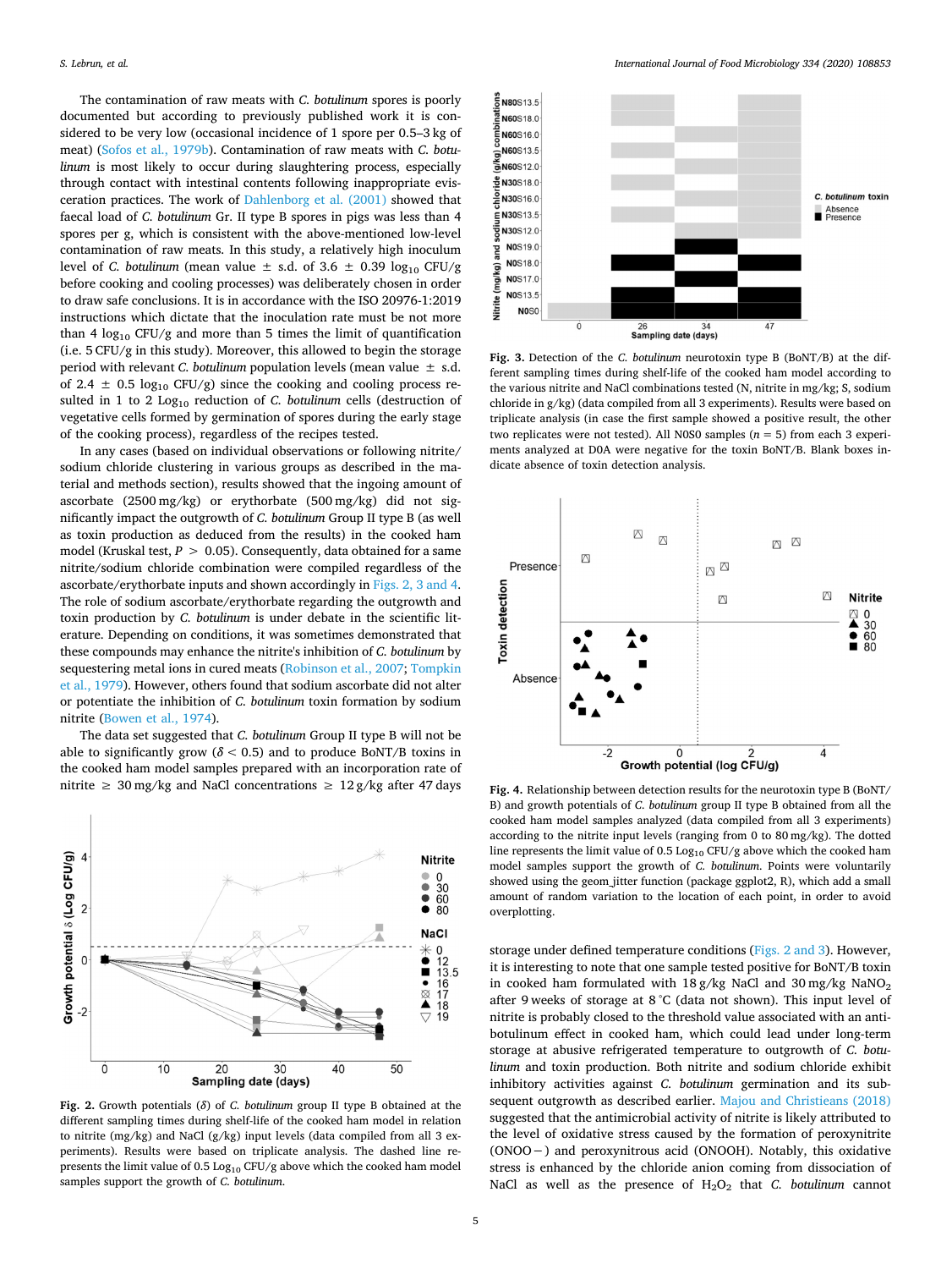The contamination of raw meats with *C. botulinum* spores is poorly documented but according to previously published work it is considered to be very low (occasional incidence of 1 spore per 0.5–3 kg of meat) (Sofos et al., 1979b). Contamination of raw meats with *C. botulinum* is most likely to occur during slaughtering process, especially through contact with intestinal contents following inappropriate evisceration practices. The work of Dahlenborg et al. (2001) showed that faecal load of *C. botulinum* Gr. II type B spores in pigs was less than 4 spores per g, which is consistent with the above-mentioned low-level contamination of raw meats. In this study, a relatively high inoculum level of *C. botulinum* (mean value ± s.d. of 3.6 ± 0.39 $\log_{10}$ CFU/g before cooking and cooling processes) was deliberately chosen in order to draw safe conclusions. It is in accordance with the ISO 20976-1:2019 instructions which dictate that the inoculation rate must be not more than 4 $\log_{10}$ CFU/g and more than 5 times the limit of quantification (i.e. 5 CFU/g in this study). Moreover, this allowed to begin the storage period with relevant *C. botulinum* population levels (mean value ± s.d. of 2.4 ± 0.5 $\log_{10}$ CFU/g) since the cooking and cooling process resulted in 1 to 2 $\text{Log}_{10}$ reduction of *C. botulinum* cells (destruction of vegetative cells formed by germination of spores during the early stage of the cooking process), regardless of the recipes tested.

In any cases (based on individual observations or following nitrite/sodium chloride clustering in various groups as described in the material and methods section), results showed that the ingoing amount of ascorbate (2500 mg/kg) or erythorbate (500 mg/kg) did not significantly impact the outgrowth of *C. botulinum* Group II type B (as well as toxin production as deduced from the results) in the cooked ham model (Kruskal test, $P > 0.05$). Consequently, data obtained for a same nitrite/sodium chloride combination were compiled regardless of the ascorbate/erythorbate inputs and shown accordingly in Figs. 2, 3 and 4. The role of sodium ascorbate/erythorbate regarding the outgrowth and toxin production by *C. botulinum* is under debate in the scientific literature. Depending on conditions, it was sometimes demonstrated that these compounds may enhance the nitrite's inhibition of *C. botulinum* by sequestering metal ions in cured meats (Robinson et al., 2007; Tompkin et al., 1979). However, others found that sodium ascorbate did not alter or potentiate the inhibition of *C. botulinum* toxin formation by sodium nitrite (Bowen et al., 1974).

The data set suggested that *C. botulinum* Group II type B will not be able to significantly grow ($\delta < 0.5$) and to produce BoNT/B toxins in the cooked ham model samples prepared with an incorporation rate of nitrite ≥ 30 mg/kg and NaCl concentrations ≥ 12 g/kg after 47 days storage under defined temperature conditions (Figs. 2 and 3). However, it is interesting to note that one sample tested positive for BoNT/B toxin in cooked ham formulated with 18 g/kg NaCl and 30 mg/kg $NaNO_2$ after 9 weeks of storage at 8 °C (data not shown). This input level of nitrite is probably closed to the threshold value associated with an anti-botulinum effect in cooked ham, which could lead under long-term storage at abusive refrigerated temperature to outgrowth of *C. botulinum* and toxin production. Both nitrite and sodium chloride exhibit inhibitory activities against *C. botulinum* germination and its subsequent outgrowth as described earlier. Majou and Christieans (2018) suggested that the antimicrobial activity of nitrite is likely attributed to the level of oxidative stress caused by the formation of peroxynitrite ($ONOO^-$) and peroxynitrous acid (ONOOH). Notably, this oxidative stress is enhanced by the chloride anion coming from dissociation of NaCl as well as the presence of $H_2O_2$ that *C. botulinum* cannot

**Fig. 2.** Growth potentials ($\delta$) of *C. botulinum* group II type B obtained at the different sampling times during shelf-life of the cooked ham model in relation to nitrite (mg/kg) and NaCl (g/kg) input levels (data compiled from all 3 experiments). Results were based on triplicate analysis. The dashed line represents the limit value of 0.5 $\text{Log}_{10}$ CFU/g above which the cooked ham model samples support the growth of *C. botulinum*.

**Fig. 3.** Detection of the *C. botulinum* neurotoxin type B (BoNT/B) at the different sampling times during shelf-life of the cooked ham model according to the various nitrite and NaCl combinations tested (N, nitrite in mg/kg; S, sodium chloride in g/kg) (data compiled from all 3 experiments). Results were based on triplicate analysis (in case the first sample showed a positive result, the other two replicates were not tested). All N0S0 samples ($n = 5$) from each 3 experiments analyzed at D0A were negative for the toxin BoNT/B. Blank boxes indicate absence of toxin detection analysis.

**Fig. 4.** Relationship between detection results for the neurotoxin type B (BoNT/B) and growth potentials of *C. botulinum* group II type B obtained from all the cooked ham model samples analyzed (data compiled from all 3 experiments) according to the nitrite input levels (ranging from 0 to 80 mg/kg). The dotted line represents the limit value of 0.5 $\text{Log}_{10}$ CFU/g above which the cooked ham model samples support the growth of *C. botulinum*. Points were voluntarily showed using the geom_jitter function (package ggplot2, R), which add a small amount of random variation to the location of each point, in order to avoid overplotting.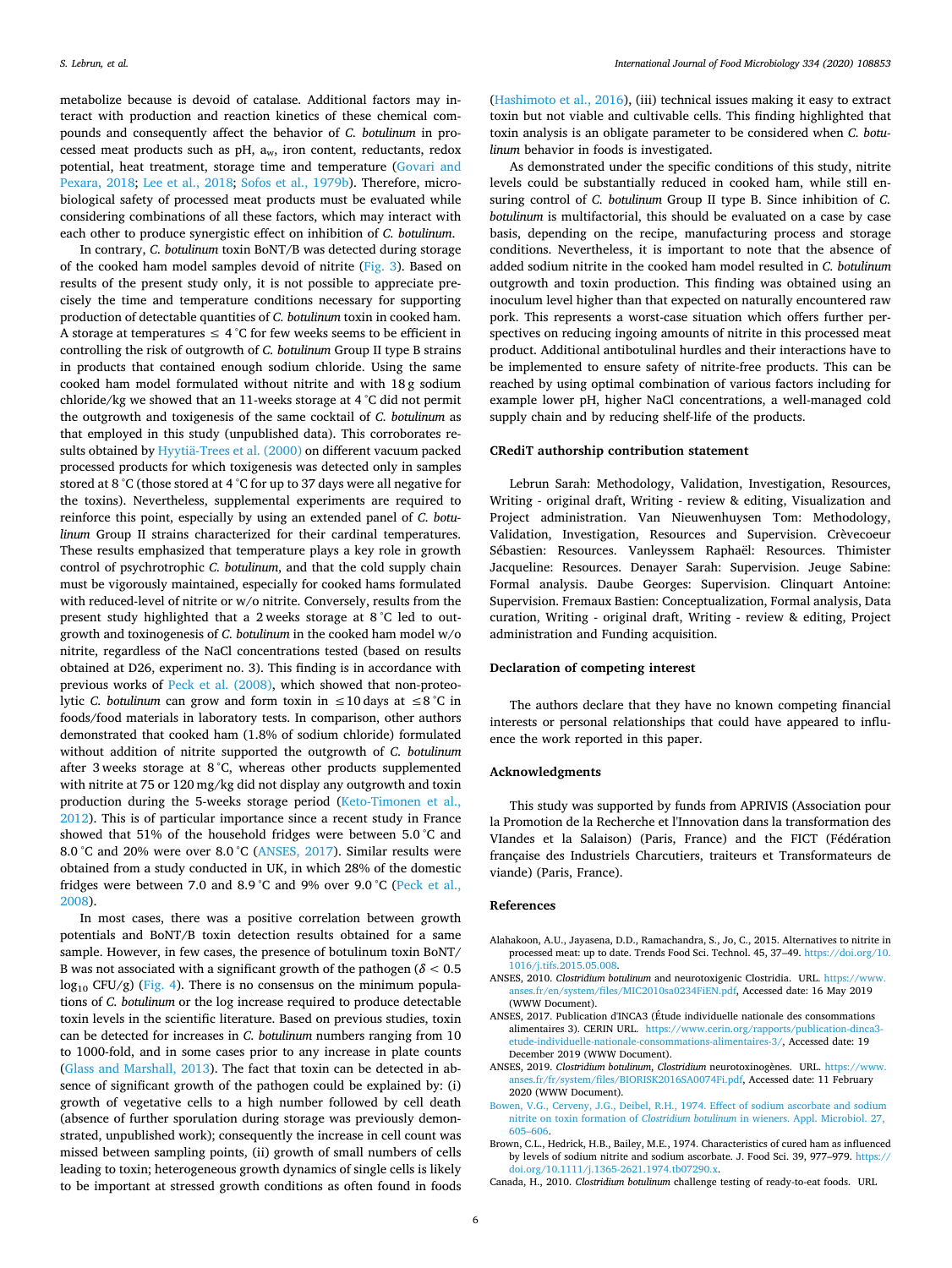metabolize because is devoid of catalase. Additional factors may interact with production and reaction kinetics of these chemical compounds and consequently affect the behavior of *C. botulinum* in processed meat products such as pH, $a_w$, iron content, reductants, redox potential, heat treatment, storage time and temperature (Govari and Pexara, 2018; Lee et al., 2018; Sofos et al., 1979b). Therefore, microbiological safety of processed meat products must be evaluated while considering combinations of all these factors, which may interact with each other to produce synergistic effect on inhibition of *C. botulinum*.

In contrary, *C. botulinum* toxin BoNT/B was detected during storage of the cooked ham model samples devoid of nitrite (Fig. 3). Based on results of the present study only, it is not possible to appreciate precisely the time and temperature conditions necessary for supporting production of detectable quantities of *C. botulinum* toxin in cooked ham. A storage at temperatures ≤ 4 °C for few weeks seems to be efficient in controlling the risk of outgrowth of *C. botulinum* Group II type B strains in products that contained enough sodium chloride. Using the same cooked ham model formulated without nitrite and with 18 g sodium chloride/kg we showed that an 11-weeks storage at 4 °C did not permit the outgrowth and toxigenesis of the same cocktail of *C. botulinum* as that employed in this study (unpublished data). This corroborates results obtained by Hyytiä-Trees et al. (2000) on different vacuum packed processed products for which toxigenesis was detected only in samples stored at 8 °C (those stored at 4 °C for up to 37 days were all negative for the toxins). Nevertheless, supplemental experiments are required to reinforce this point, especially by using an extended panel of *C. botulinum* Group II strains characterized for their cardinal temperatures. These results emphasized that temperature plays a key role in growth control of psychrotrophic *C. botulinum*, and that the cold supply chain must be vigorously maintained, especially for cooked hams formulated with reduced-level of nitrite or w/o nitrite. Conversely, results from the present study highlighted that a 2 weeks storage at 8 °C led to outgrowth and toxinogenesis of *C. botulinum* in the cooked ham model w/o nitrite, regardless of the NaCl concentrations tested (based on results obtained at D26, experiment no. 3). This finding is in accordance with previous works of Peck et al. (2008), which showed that non-proteolytic *C. botulinum* can grow and form toxin in ≤10 days at ≤8 °C in foods/food materials in laboratory tests. In comparison, other authors demonstrated that cooked ham (1.8% of sodium chloride) formulated without addition of nitrite supported the outgrowth of *C. botulinum* after 3 weeks storage at 8 °C, whereas other products supplemented with nitrite at 75 or 120 mg/kg did not display any outgrowth and toxin production during the 5-weeks storage period (Keto-Timonen et al., 2012). This is of particular importance since a recent study in France showed that 51% of the household fridges were between 5.0 °C and 8.0 °C and 20% were over 8.0 °C (ANSES, 2017). Similar results were obtained from a study conducted in UK, in which 28% of the domestic fridges were between 7.0 and 8.9 °C and 9% over 9.0 °C (Peck et al., 2008).

In most cases, there was a positive correlation between growth potentials and BoNT/B toxin detection results obtained for a same sample. However, in few cases, the presence of botulinum toxin BoNT/B was not associated with a significant growth of the pathogen ($\delta < 0.5$ $\log_{10}$ CFU/g) (Fig. 4). There is no consensus on the minimum populations of *C. botulinum* or the log increase required to produce detectable toxin levels in the scientific literature. Based on previous studies, toxin can be detected for increases in *C. botulinum* numbers ranging from 10 to 1000-fold, and in some cases prior to any increase in plate counts (Glass and Marshall, 2013). The fact that toxin can be detected in absence of significant growth of the pathogen could be explained by: (i) growth of vegetative cells to a high number followed by cell death (absence of further sporulation during storage was previously demonstrated, unpublished work); consequently the increase in cell count was missed between sampling points, (ii) growth of small numbers of cells leading to toxin; heterogeneous growth dynamics of single cells is likely to be important at stressed growth conditions as often found in foods (Hashimoto et al., 2016), (iii) technical issues making it easy to extract toxin but not viable and cultivable cells. This finding highlighted that toxin analysis is an obligate parameter to be considered when *C. botulinum* behavior in foods is investigated.

As demonstrated under the specific conditions of this study, nitrite levels could be substantially reduced in cooked ham, while still ensuring control of *C. botulinum* Group II type B. Since inhibition of *C. botulinum* is multifactorial, this should be evaluated on a case by case basis, depending on the recipe, manufacturing process and storage conditions. Nevertheless, it is important to note that the absence of added sodium nitrite in the cooked ham model resulted in *C. botulinum* outgrowth and toxin production. This finding was obtained using an inoculum level higher than that expected on naturally encountered raw pork. This represents a worst-case situation which offers further perspectives on reducing ingoing amounts of nitrite in this processed meat product. Additional antibotulinal hurdles and their interactions have to be implemented to ensure safety of nitrite-free products. This can be reached by using optimal combination of various factors including for example lower pH, higher NaCl concentrations, a well-managed cold supply chain and by reducing shelf-life of the products.

## CRediT authorship contribution statement

Lebrun Sarah: Methodology, Validation, Investigation, Resources, Writing - original draft, Writing - review & editing, Visualization and Project administration. Van Nieuwenhuysen Tom: Methodology, Validation, Investigation, Resources and Supervision. Crèvecoeur Sébastien: Resources. Vanleyssem Raphaël: Resources. Thimister Jacqueline: Resources. Denayer Sarah: Supervision. Jeuge Sabine: Formal analysis. Daube Georges: Supervision. Clinquart Antoine: Supervision. Fremaux Bastien: Conceptualization, Formal analysis, Data curation, Writing - original draft, Writing - review & editing, Project administration and Funding acquisition.

## Declaration of competing interest

The authors declare that they have no known competing financial interests or personal relationships that could have appeared to influence the work reported in this paper.

## Acknowledgments

This study was supported by funds from APRIVIS (Association pour la Promotion de la Recherche et l'Innovation dans la transformation des VIandes et la Salaison) (Paris, France) and the FICT (Fédération française des Industriels Charcutiers, traiteurs et Transformateurs de viande) (Paris, France).

## References

Alahakoon, A.U., Jayasena, D.D., Ramachandra, S., Jo, C., 2015. Alternatives to nitrite in processed meat: up to date. Trends Food Sci. Technol. 45, 37–49. https://doi.org/10.1016/j.tifs.2015.05.008.

ANSES, 2010. *Clostridium botulinum* and neurotoxigenic Clostridia. URL. https://www.anses.fr/en/system/files/MIC2010sa0234FiEN.pdf, Accessed date: 16 May 2019 (WWW Document).

ANSES, 2017. Publication d'INCA3 (Étude individuelle nationale des consommations alimentaires 3). CERIN URL. https://www.cerin.org/rapports/publication-dinca3-etude-individuelle-nationale-consommations-alimentaires-3/, Accessed date: 19 December 2019 (WWW Document).

ANSES, 2019. *Clostridium botulinum, Clostridium* neurotoxinogènes. URL. https://www.anses.fr/fr/system/files/BIORISK2016SA0074Fi.pdf, Accessed date: 11 February 2020 (WWW Document).

Bowen, V.G., Cerveny, J.G., Deibel, R.H., 1974. Effect of sodium ascorbate and sodium nitrite on toxin formation of *Clostridium botulinum* in wieners. Appl. Microbiol. 27, 605–606.

Brown, C.L., Hedrick, H.B., Bailey, M.E., 1974. Characteristics of cured ham as influenced by levels of sodium nitrite and sodium ascorbate. J. Food Sci. 39, 977–979. https://doi.org/10.1111/j.1365-2621.1974.tb07290.x.

Canada, H., 2010. *Clostridium botulinum* challenge testing of ready-to-eat foods. URL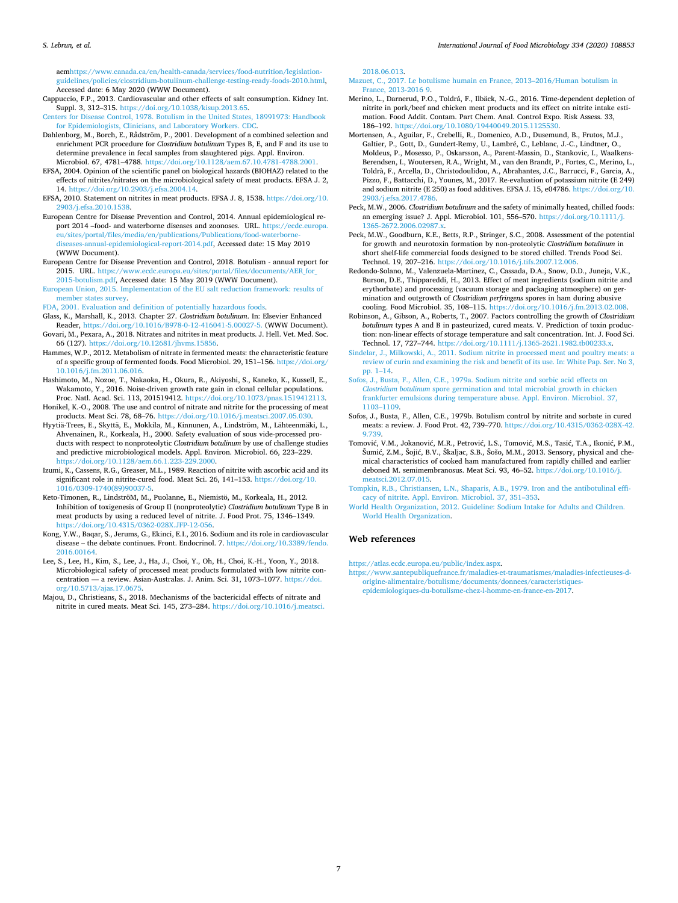aemhttps://www.canada.ca/en/health-canada/services/food-nutrition/legislation-guidelines/policies/clostridium-botulinum-challenge-testing-ready-foods-2010.html, Accessed date: 6 May 2020 (WWW Document).

Cappuccio, F.P., 2013. Cardiovascular and other effects of salt consumption. Kidney Int. Suppl. 3, 312–315. https://doi.org/10.1038/kisup.2013.65.

Centers for Disease Control, 1978. Botulism in the United States, 18991973: Handbook for Epidemiologists, Clinicians, and Laboratory Workers. CDC.

Dahlenborg, M., Borch, E., Rådström, P., 2001. Development of a combined selection and enrichment PCR procedure for *Clostridium botulinum* Types B, E, and F and its use to determine prevalence in fecal samples from slaughtered pigs. Appl. Environ. Microbiol. 67, 4781–4788. https://doi.org/10.1128/aem.67.10.4781-4788.2001.

EFSA, 2004. Opinion of the scientific panel on biological hazards (BIOHAZ) related to the effects of nitrites/nitrates on the microbiological safety of meat products. EFSA J. 2, 14. https://doi.org/10.2903/j.efsa.2004.14.

EFSA, 2010. Statement on nitrites in meat products. EFSA J. 8, 1538. https://doi.org/10.2903/j.efsa.2010.1538.

European Centre for Disease Prevention and Control, 2014. Annual epidemiological report 2014 –food- and waterborne diseases and zoonoses. URL. https://ecdc.europa.eu/sites/portal/files/media/en/publications/Publications/food-waterborne-diseases-annual-epidemiological-report-2014.pdf, Accessed date: 15 May 2019 (WWW Document).

European Centre for Disease Prevention and Control, 2018. Botulism - annual report for 2015. URL. https://www.ecdc.europa.eu/sites/portal/files/documents/AER_for_2015-botulism.pdf, Accessed date: 15 May 2019 (WWW Document).

European Union, 2015. Implementation of the EU salt reduction framework: results of member states survey.

FDA, 2001. Evaluation and definition of potentially hazardous foods.

Glass, K., Marshall, K., 2013. Chapter 27. *Clostridium botulinum*. In: Elsevier Enhanced Reader, https://doi.org/10.1016/B978-0-12-416041-5.00027-5. (WWW Document).

Govari, M., Pexara, A., 2018. Nitrates and nitrites in meat products. J. Hell. Vet. Med. Soc. 66 (127). https://doi.org/10.12681/jhvms.15856.

Hammes, W.P., 2012. Metabolism of nitrate in fermented meats: the characteristic feature of a specific group of fermented foods. Food Microbiol. 29, 151–156. https://doi.org/10.1016/j.fm.2011.06.016.

Hashimoto, M., Nozoe, T., Nakaoka, H., Okura, R., Akiyoshi, S., Kaneko, K., Kussell, E., Wakamoto, Y., 2016. Noise-driven growth rate gain in clonal cellular populations. Proc. Natl. Acad. Sci. 113, 201519412. https://doi.org/10.1073/pnas.1519412113.

Honikel, K.-O., 2008. The use and control of nitrate and nitrite for the processing of meat products. Meat Sci. 78, 68–76. https://doi.org/10.1016/j.meatsci.2007.05.030.

Hyytiä-Trees, E., Skyttä, E., Mokkila, M., Kinnunen, A., Lindström, M., Lähteenmäki, L., Ahvenainen, R., Korkeala, H., 2000. Safety evaluation of sous vide-processed products with respect to nonproteolytic *Clostridium botulinum* by use of challenge studies and predictive microbiological models. Appl. Environ. Microbiol. 66, 223–229. https://doi.org/10.1128/aem.66.1.223-229.2000.

Izumi, K., Cassens, R.G., Greaser, M.L., 1989. Reaction of nitrite with ascorbic acid and its significant role in nitrite-cured food. Meat Sci. 26, 141–153. https://doi.org/10.1016/0309-1740(89)90037-5.

Keto-Timonen, R., LindströM, M., Puolanne, E., Niemistö, M., Korkeala, H., 2012. Inhibition of toxigenesis of Group II (nonproteolytic) *Clostridium botulinum* Type B in meat products by using a reduced level of nitrite. J. Food Prot. 75, 1346–1349. https://doi.org/10.4315/0362-028X.JFP-12-056.

Kong, Y.W., Baqar, S., Jerums, G., Ekinci, E.I., 2016. Sodium and its role in cardiovascular disease – the debate continues. Front. Endocrinol. 7. https://doi.org/10.3389/fendo.2016.00164.

Lee, S., Lee, H., Kim, S., Lee, J., Ha, J., Choi, Y., Oh, H., Choi, K.-H., Yoon, Y., 2018. Microbiological safety of processed meat products formulated with low nitrite concentration — a review. Asian-Australas. J. Anim. Sci. 31, 1073–1077. https://doi.org/10.5713/ajas.17.0675.

Majou, D., Christieans, S., 2018. Mechanisms of the bactericidal effects of nitrate and nitrite in cured meats. Meat Sci. 145, 273–284. https://doi.org/10.1016/j.meatsci.2018.06.013.

Mazuet, C., 2017. Le botulisme humain en France, 2013–2016/Human botulism in France, 2013-2016 9.

Merino, L., Darnerud, P.O., Toldrá, F., Ilbäck, N.-G., 2016. Time-dependent depletion of nitrite in pork/beef and chicken meat products and its effect on nitrite intake estimation. Food Addit. Contam. Part Chem. Anal. Control Expo. Risk Assess. 33, 186–192. https://doi.org/10.1080/19440049.2015.1125530.

Mortensen, A., Aguilar, F., Crebelli, R., Domenico, A.D., Dusemund, B., Frutos, M.J., Galtier, P., Gott, D., Gundert-Remy, U., Lambré, C., Leblanc, J.-C., Lindtner, O., Moldeus, P., Mosesso, P., Oskarsson, A., Parent-Massin, D., Stankovic, I., Waalkens-Berendsen, I., Woutersen, R.A., Wright, M., van den Brandt, P., Fortes, C., Merino, L., Toldrà, F., Arcella, D., Christodoulidou, A., Abrahantes, J.C., Barrucci, F., Garcia, A., Pizzo, F., Battacchi, D., Younes, M., 2017. Re-evaluation of potassium nitrite (E 249) and sodium nitrite (E 250) as food additives. EFSA J. 15, e04786. https://doi.org/10.2903/j.efsa.2017.4786.

Peck, M.W., 2006. *Clostridium botulinum* and the safety of minimally heated, chilled foods: an emerging issue? J. Appl. Microbiol. 101, 556–570. https://doi.org/10.1111/j.1365-2672.2006.02987.x.

Peck, M.W., Goodburn, K.E., Betts, R.P., Stringer, S.C., 2008. Assessment of the potential for growth and neurotoxin formation by non-proteolytic *Clostridium botulinum* in short shelf-life commercial foods designed to be stored chilled. Trends Food Sci. Technol. 19, 207–216. https://doi.org/10.1016/j.tifs.2007.12.006.

Redondo-Solano, M., Valenzuela-Martinez, C., Cassada, D.A., Snow, D.D., Juneja, V.K., Burson, D.E., Thippareddi, H., 2013. Effect of meat ingredients (sodium nitrite and erythorbate) and processing (vacuum storage and packaging atmosphere) on germination and outgrowth of *Clostridium perfringens* spores in ham during abusive cooling. Food Microbiol. 35, 108–115. https://doi.org/10.1016/j.fm.2013.02.008.

Robinson, A., Gibson, A., Roberts, T., 2007. Factors controlling the growth of *Clostridium botulinum* types A and B in pasteurized, cured meats. V. Prediction of toxin production: non-linear effects of storage temperature and salt concentration. Int. J. Food Sci. Technol. 17, 727–744. https://doi.org/10.1111/j.1365-2621.1982.tb00233.x.

Sindelar, J., Milkowski, A., 2011. Sodium nitrite in processed meat and poultry meats: a review of curin and examining the risk and benefit of its use. In: White Pap. Ser. No 3, pp. 1–14.

Sofos, J., Busta, F., Allen, C.E., 1979a. Sodium nitrite and sorbic acid effects on *Clostridium botulinum* spore germination and total microbial growth in chicken frankfurter emulsions during temperature abuse. Appl. Environ. Microbiol. 37, 1103–1109.

Sofos, J., Busta, F., Allen, C.E., 1979b. Botulism control by nitrite and sorbate in cured meats: a review. J. Food Prot. 42, 739–770. https://doi.org/10.4315/0362-028X-42.9.739.

Tomović, V.M., Jokanović, M.R., Petrović, L.S., Tomović, M.S., Tasić, T.A., Ikonić, P.M., Šumić, Z.M., Šojić, B.V., Škaljac, S.B., Šošo, M.M., 2013. Sensory, physical and chemical characteristics of cooked ham manufactured from rapidly chilled and earlier deboned M. semimembranosus. Meat Sci. 93, 46–52. https://doi.org/10.1016/j.meatsci.2012.07.015.

Tompkin, R.B., Christiansen, L.N., Shaparis, A.B., 1979. Iron and the antibotulinal efficacy of nitrite. Appl. Environ. Microbiol. 37, 351–353.

World Health Organization, 2012. Guideline: Sodium Intake for Adults and Children. World Health Organization.

## Web references

https://atlas.ecdc.europa.eu/public/index.aspx.

https://www.santepubliquefrance.fr/maladies-et-traumatismes/maladies-infectieuses-d-origine-alimentaire/botulisme/documents/donnees/caracteristiques-epidemiologiques-du-botulisme-chez-l-homme-en-france-en-2017.